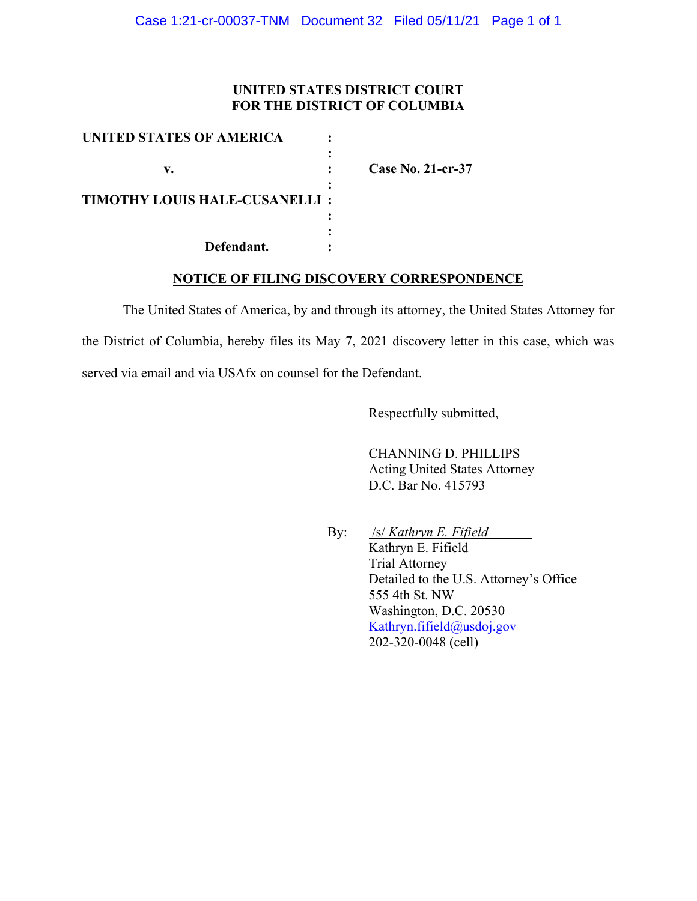**UNITED STATES DISTRICT COURT**
**FOR THE DISTRICT OF COLUMBIA**

| | | |
|---|---|---|
| **UNITED STATES OF AMERICA** | : | |
| | : | |
| **v.** | : | **Case No. 21-cr-37** |
| | : | |
| **TIMOTHY LOUIS HALE-CUSANELLI** | : | |
| | : | |
| | : | |
| **Defendant.** | : | |

**NOTICE OF FILING DISCOVERY CORRESPONDENCE**

The United States of America, by and through its attorney, the United States Attorney for the District of Columbia, hereby files its May 7, 2021 discovery letter in this case, which was served via email and via USAfx on counsel for the Defendant.

Respectfully submitted,

CHANNING D. PHILLIPS
Acting United States Attorney
D.C. Bar No. 415793

By: /s/ *Kathryn E. Fifield*
Kathryn E. Fifield
Trial Attorney
Detailed to the U.S. Attorney's Office
555 4th St. NW
Washington, D.C. 20530
Kathryn.fifield@usdoj.gov
202-320-0048 (cell)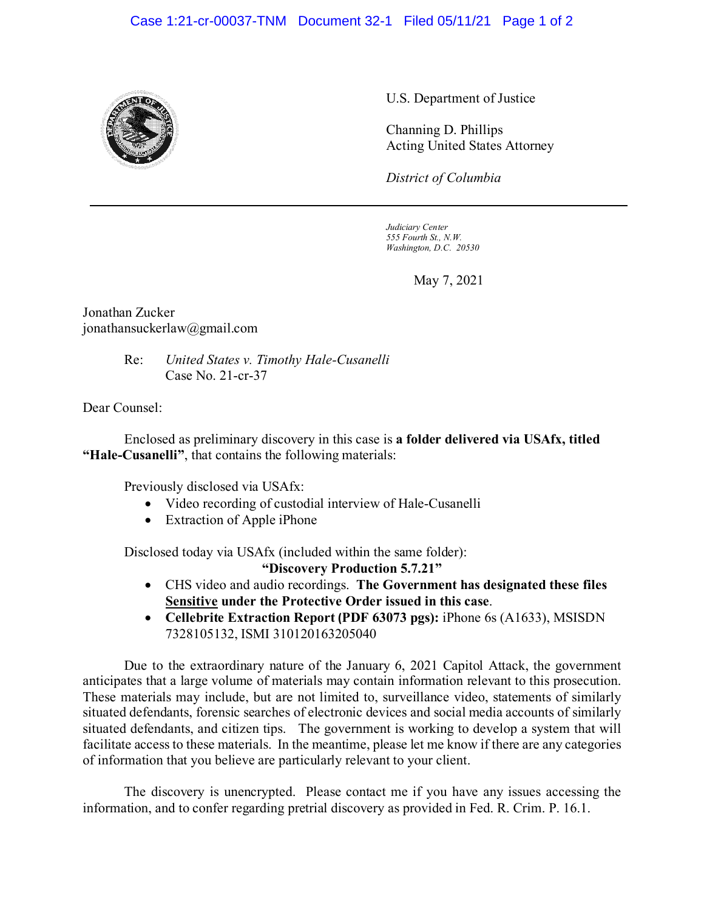U.S. Department of Justice

Channing D. Phillips
Acting United States Attorney

*District of Columbia*

---

*Judiciary Center*
*555 Fourth St., N.W.*
*Washington, D.C. 20530*

May 7, 2021

Jonathan Zucker
jonathansuckerlaw@gmail.com

Re: *United States v. Timothy Hale-Cusanelli*
Case No. 21-cr-37

Dear Counsel:

Enclosed as preliminary discovery in this case is **a folder delivered via USAfx, titled "Hale-Cusanelli"**, that contains the following materials:

Previously disclosed via USAfx:

- Video recording of custodial interview of Hale-Cusanelli
- Extraction of Apple iPhone

Disclosed today via USAfx (included within the same folder):

**"Discovery Production 5.7.21"**

- CHS video and audio recordings. **The Government has designated these files Sensitive under the Protective Order issued in this case**.
- **Cellebrite Extraction Report (PDF 63073 pgs):** iPhone 6s (A1633), MSISDN 7328105132, ISMI 310120163205040

Due to the extraordinary nature of the January 6, 2021 Capitol Attack, the government anticipates that a large volume of materials may contain information relevant to this prosecution. These materials may include, but are not limited to, surveillance video, statements of similarly situated defendants, forensic searches of electronic devices and social media accounts of similarly situated defendants, and citizen tips. The government is working to develop a system that will facilitate access to these materials. In the meantime, please let me know if there are any categories of information that you believe are particularly relevant to your client.

The discovery is unencrypted. Please contact me if you have any issues accessing the information, and to confer regarding pretrial discovery as provided in Fed. R. Crim. P. 16.1.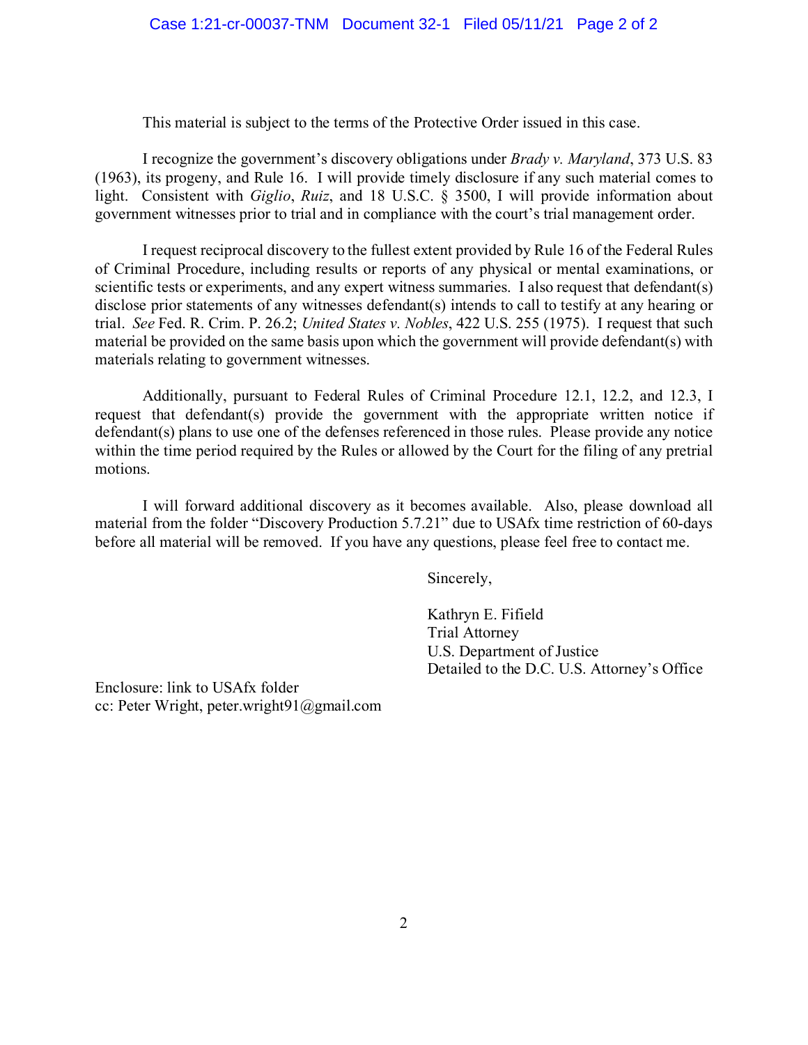This material is subject to the terms of the Protective Order issued in this case.

I recognize the government's discovery obligations under *Brady v. Maryland*, 373 U.S. 83 (1963), its progeny, and Rule 16. I will provide timely disclosure if any such material comes to light. Consistent with *Giglio*, *Ruiz*, and 18 U.S.C. § 3500, I will provide information about government witnesses prior to trial and in compliance with the court's trial management order.

I request reciprocal discovery to the fullest extent provided by Rule 16 of the Federal Rules of Criminal Procedure, including results or reports of any physical or mental examinations, or scientific tests or experiments, and any expert witness summaries. I also request that defendant(s) disclose prior statements of any witnesses defendant(s) intends to call to testify at any hearing or trial. *See* Fed. R. Crim. P. 26.2; *United States v. Nobles*, 422 U.S. 255 (1975). I request that such material be provided on the same basis upon which the government will provide defendant(s) with materials relating to government witnesses.

Additionally, pursuant to Federal Rules of Criminal Procedure 12.1, 12.2, and 12.3, I request that defendant(s) provide the government with the appropriate written notice if defendant(s) plans to use one of the defenses referenced in those rules. Please provide any notice within the time period required by the Rules or allowed by the Court for the filing of any pretrial motions.

I will forward additional discovery as it becomes available. Also, please download all material from the folder "Discovery Production 5.7.21" due to USAfx time restriction of 60-days before all material will be removed. If you have any questions, please feel free to contact me.

Sincerely,

Kathryn E. Fifield
Trial Attorney
U.S. Department of Justice
Detailed to the D.C. U.S. Attorney's Office

Enclosure: link to USAfx folder
cc: Peter Wright, peter.wright91@gmail.com